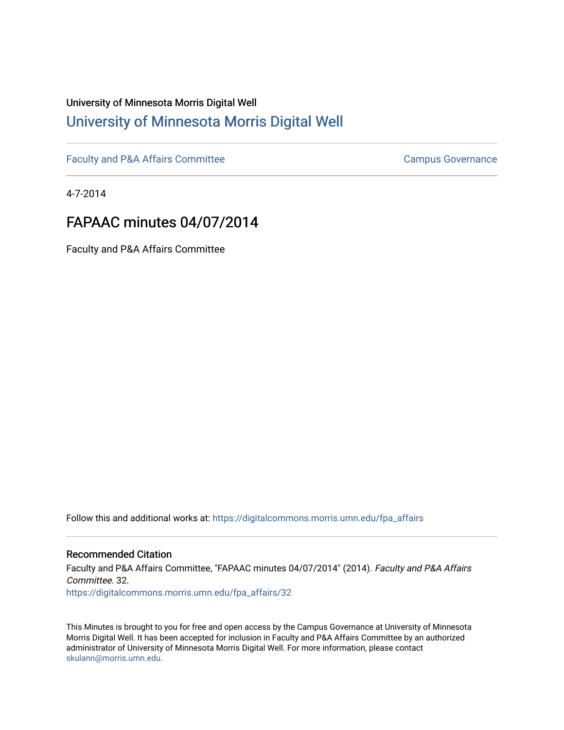University of Minnesota Morris Digital Well

# University of Minnesota Morris Digital Well

Faculty and P&A Affairs Committee

Campus Governance

4-7-2014

## FAPAAC minutes 04/07/2014

Faculty and P&A Affairs Committee

Follow this and additional works at: https://digitalcommons.morris.umn.edu/fpa_affairs

### Recommended Citation

Faculty and P&A Affairs Committee, "FAPAAC minutes 04/07/2014" (2014). *Faculty and P&A Affairs Committee*. 32.
https://digitalcommons.morris.umn.edu/fpa_affairs/32

This Minutes is brought to you for free and open access by the Campus Governance at University of Minnesota Morris Digital Well. It has been accepted for inclusion in Faculty and P&A Affairs Committee by an authorized administrator of University of Minnesota Morris Digital Well. For more information, please contact skulann@morris.umn.edu.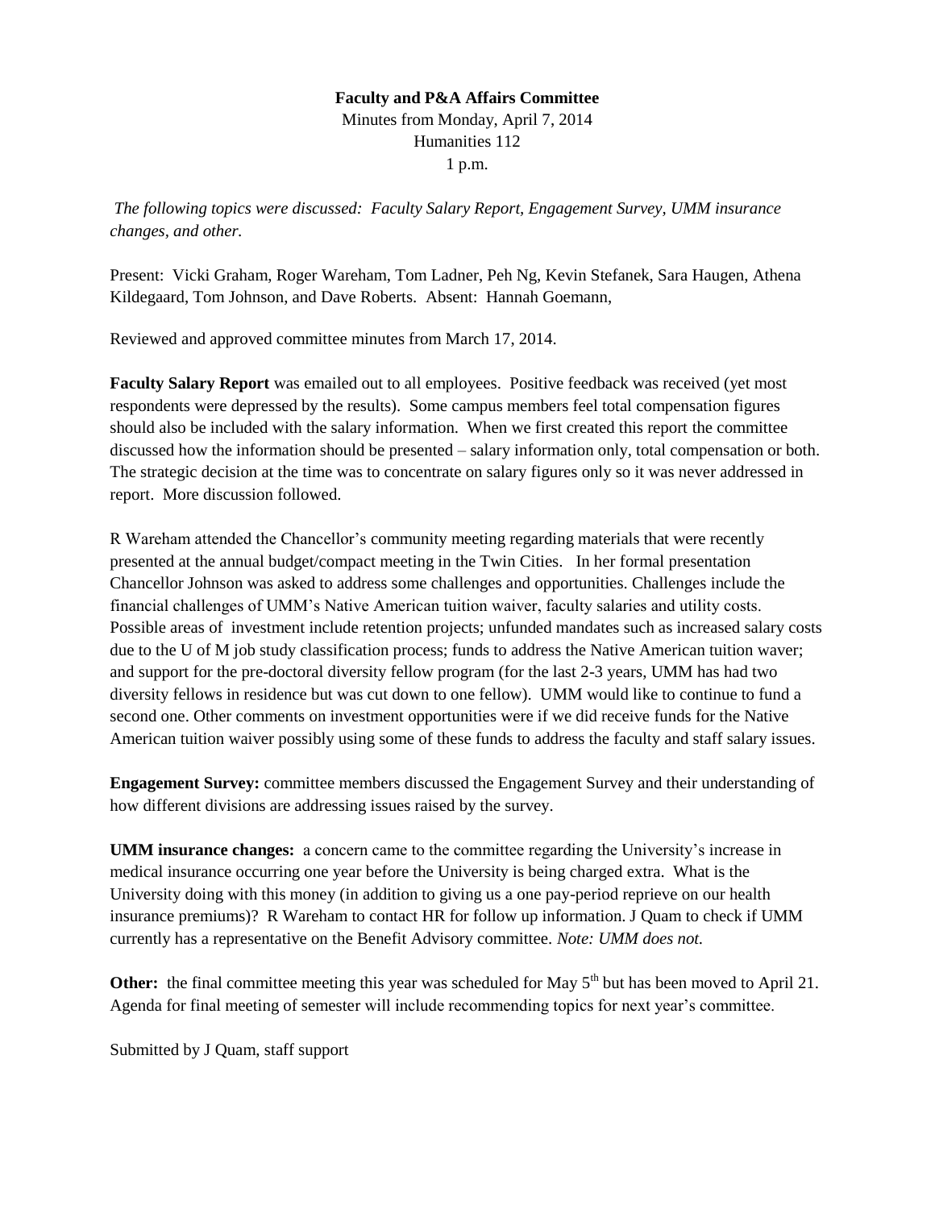**Faculty and P&A Affairs Committee**

Minutes from Monday, April 7, 2014

Humanities 112

1 p.m.

*The following topics were discussed: Faculty Salary Report, Engagement Survey, UMM insurance changes, and other.*

Present: Vicki Graham, Roger Wareham, Tom Ladner, Peh Ng, Kevin Stefanek, Sara Haugen, Athena Kildegaard, Tom Johnson, and Dave Roberts. Absent: Hannah Goemann,

Reviewed and approved committee minutes from March 17, 2014.

**Faculty Salary Report** was emailed out to all employees. Positive feedback was received (yet most respondents were depressed by the results). Some campus members feel total compensation figures should also be included with the salary information. When we first created this report the committee discussed how the information should be presented – salary information only, total compensation or both. The strategic decision at the time was to concentrate on salary figures only so it was never addressed in report. More discussion followed.

R Wareham attended the Chancellor's community meeting regarding materials that were recently presented at the annual budget/compact meeting in the Twin Cities. In her formal presentation Chancellor Johnson was asked to address some challenges and opportunities. Challenges include the financial challenges of UMM's Native American tuition waiver, faculty salaries and utility costs. Possible areas of investment include retention projects; unfunded mandates such as increased salary costs due to the U of M job study classification process; funds to address the Native American tuition waver; and support for the pre-doctoral diversity fellow program (for the last 2-3 years, UMM has had two diversity fellows in residence but was cut down to one fellow). UMM would like to continue to fund a second one. Other comments on investment opportunities were if we did receive funds for the Native American tuition waiver possibly using some of these funds to address the faculty and staff salary issues.

**Engagement Survey:** committee members discussed the Engagement Survey and their understanding of how different divisions are addressing issues raised by the survey.

**UMM insurance changes:** a concern came to the committee regarding the University's increase in medical insurance occurring one year before the University is being charged extra. What is the University doing with this money (in addition to giving us a one pay-period reprieve on our health insurance premiums)? R Wareham to contact HR for follow up information. J Quam to check if UMM currently has a representative on the Benefit Advisory committee. *Note: UMM does not.*

**Other:** the final committee meeting this year was scheduled for May 5th but has been moved to April 21. Agenda for final meeting of semester will include recommending topics for next year's committee.

Submitted by J Quam, staff support